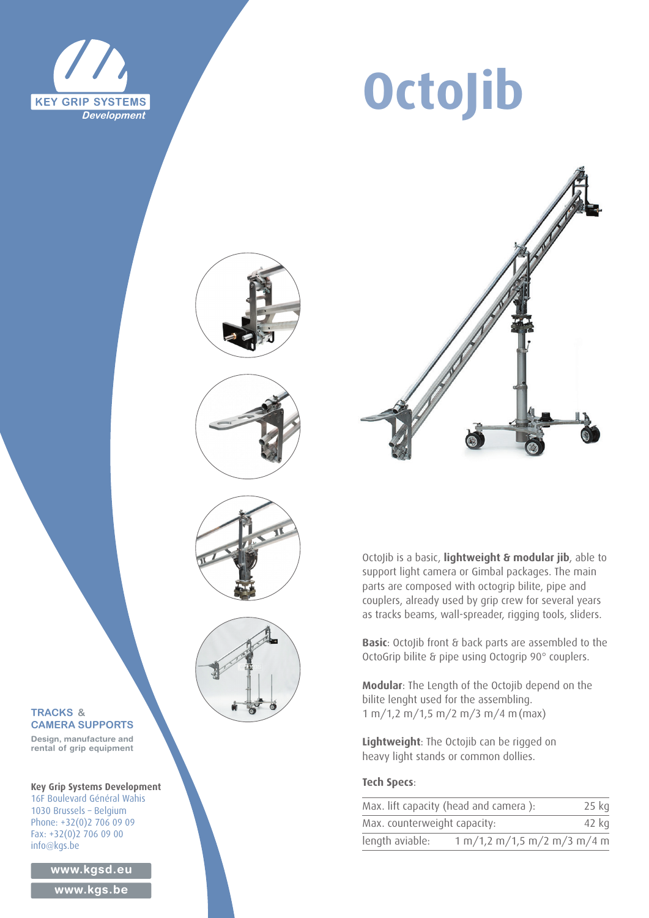KEY GRIP SYSTEMS
*Development*

# OctoJib

OctoJib is a basic, **lightweight & modular jib**, able to support light camera or Gimbal packages. The main parts are composed with octogrip bilite, pipe and couplers, already used by grip crew for several years as tracks beams, wall-spreader, rigging tools, sliders.

**Basic**: OctoJib front & back parts are assembled to the OctoGrip bilite & pipe using Octogrip 90° couplers.

**Modular**: The Length of the Octojib depend on the bilite lenght used for the assembling.
1 m/1,2 m/1,5 m/2 m/3 m/4 m (max)

**Lightweight**: The Octojib can be rigged on heavy light stands or common dollies.

**Tech Specs**:

| | |
|---|---|
| Max. lift capacity (head and camera ): | 25 kg |
| Max. counterweight capacity: | 42 kg |
| length aviable: | 1 m/1,2 m/1,5 m/2 m/3 m/4 m |

TRACKS & CAMERA SUPPORTS

Design, manufacture and rental of grip equipment

**Key Grip Systems Development**
16F Boulevard Général Wahis
1030 Brussels – Belgium
Phone: +32(0)2 706 09 09
Fax: +32(0)2 706 09 00
info@kgs.be

www.kgsd.eu

www.kgs.be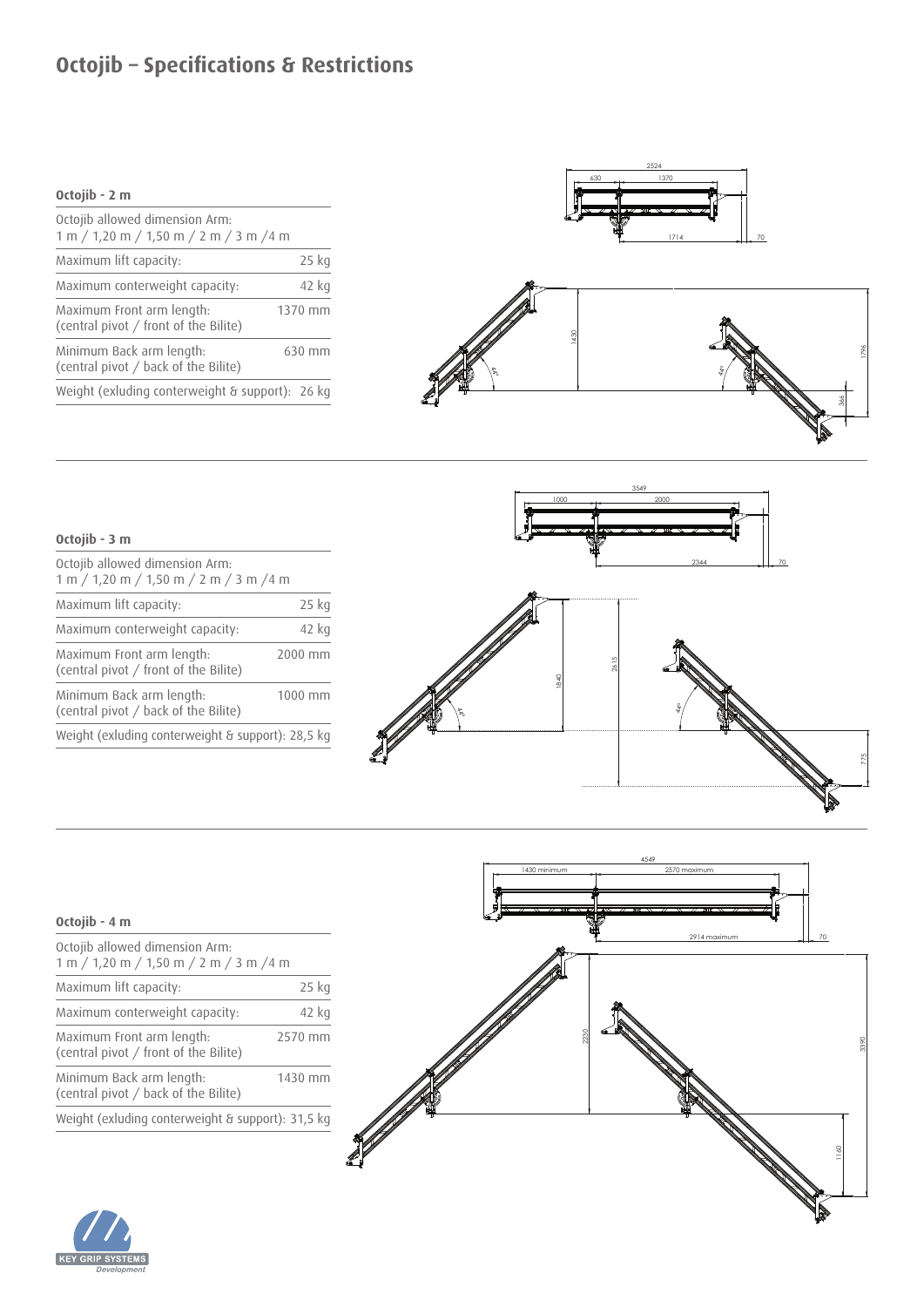# Octojib – Specifications & Restrictions

### Octojib - 2 m

| | |
|---|---|
| Octojib allowed dimension Arm: 1 m / 1,20 m / 1,50 m / 2 m / 3 m /4 m | |
| Maximum lift capacity: | 25 kg |
| Maximum conterweight capacity: | 42 kg |
| Maximum Front arm length: (central pivot / front of the Bilite) | 1370 mm |
| Minimum Back arm length: (central pivot / back of the Bilite) | 630 mm |
| Weight (exluding conterweight & support): | 26 kg |

2524
630
1370
1714
70
1430
44°
44°
1796
366

### Octojib - 3 m

| | |
|---|---|
| Octojib allowed dimension Arm: 1 m / 1,20 m / 1,50 m / 2 m / 3 m /4 m | |
| Maximum lift capacity: | 25 kg |
| Maximum conterweight capacity: | 42 kg |
| Maximum Front arm length: (central pivot / front of the Bilite) | 2000 mm |
| Minimum Back arm length: (central pivot / back of the Bilite) | 1000 mm |
| Weight (exluding conterweight & support): | 28,5 kg |

3549
1000
2000
2344
70
1840
2615
44°
44°
775

### Octojib - 4 m

| | |
|---|---|
| Octojib allowed dimension Arm: 1 m / 1,20 m / 1,50 m / 2 m / 3 m /4 m | |
| Maximum lift capacity: | 25 kg |
| Maximum conterweight capacity: | 42 kg |
| Maximum Front arm length: (central pivot / front of the Bilite) | 2570 mm |
| Minimum Back arm length: (central pivot / back of the Bilite) | 1430 mm |
| Weight (exluding conterweight & support): | 31,5 kg |

4549
1430 minimum
2570 maximum
2914 maximum
70
2230
3390
1160

KEY GRIP SYSTEMS
Development